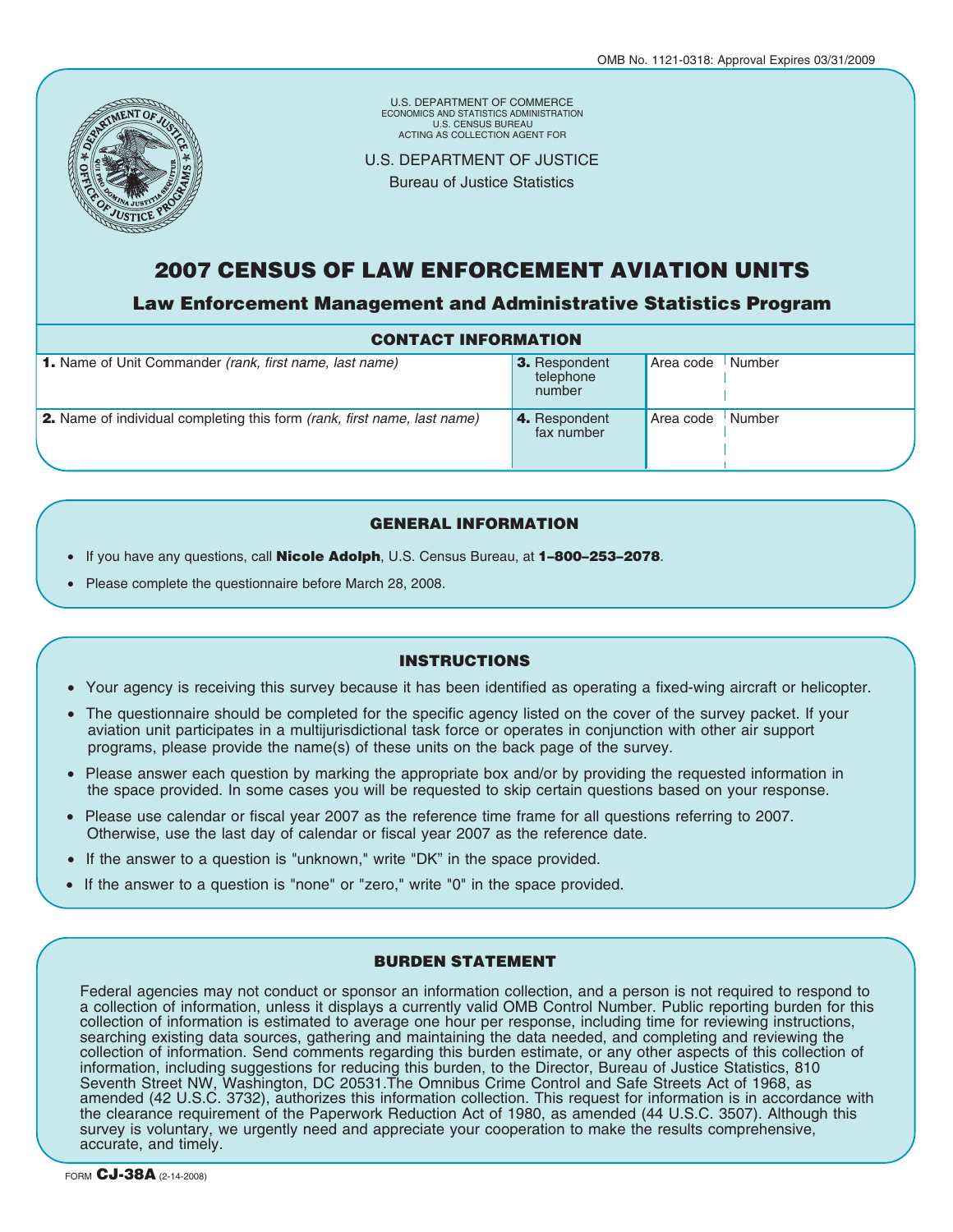OMB No. 1121-0318: Approval Expires 03/31/2009

U.S. DEPARTMENT OF COMMERCE
ECONOMICS AND STATISTICS ADMINISTRATION
U.S. CENSUS BUREAU
ACTING AS COLLECTION AGENT FOR

U.S. DEPARTMENT OF JUSTICE
Bureau of Justice Statistics

# 2007 CENSUS OF LAW ENFORCEMENT AVIATION UNITS

## Law Enforcement Management and Administrative Statistics Program

### CONTACT INFORMATION

| | | Area code | Number |
|---|---|---|---|
| **1.** Name of Unit Commander *(rank, first name, last name)* | **3.** Respondent telephone number | | |
| **2.** Name of individual completing this form *(rank, first name, last name)* | **4.** Respondent fax number | | |

### GENERAL INFORMATION

- If you have any questions, call **Nicole Adolph**, U.S. Census Bureau, at **1–800–253–2078**.
- Please complete the questionnaire before March 28, 2008.

### INSTRUCTIONS

- Your agency is receiving this survey because it has been identified as operating a fixed-wing aircraft or helicopter.
- The questionnaire should be completed for the specific agency listed on the cover of the survey packet. If your aviation unit participates in a multijurisdictional task force or operates in conjunction with other air support programs, please provide the name(s) of these units on the back page of the survey.
- Please answer each question by marking the appropriate box and/or by providing the requested information in the space provided. In some cases you will be requested to skip certain questions based on your response.
- Please use calendar or fiscal year 2007 as the reference time frame for all questions referring to 2007. Otherwise, use the last day of calendar or fiscal year 2007 as the reference date.
- If the answer to a question is "unknown," write "DK" in the space provided.
- If the answer to a question is "none" or "zero," write "0" in the space provided.

### BURDEN STATEMENT

Federal agencies may not conduct or sponsor an information collection, and a person is not required to respond to a collection of information, unless it displays a currently valid OMB Control Number. Public reporting burden for this collection of information is estimated to average one hour per response, including time for reviewing instructions, searching existing data sources, gathering and maintaining the data needed, and completing and reviewing the collection of information. Send comments regarding this burden estimate, or any other aspects of this collection of information, including suggestions for reducing this burden, to the Director, Bureau of Justice Statistics, 810 Seventh Street NW, Washington, DC 20531.The Omnibus Crime Control and Safe Streets Act of 1968, as amended (42 U.S.C. 3732), authorizes this information collection. This request for information is in accordance with the clearance requirement of the Paperwork Reduction Act of 1980, as amended (44 U.S.C. 3507). Although this survey is voluntary, we urgently need and appreciate your cooperation to make the results comprehensive, accurate, and timely.

FORM **CJ-38A** (2-14-2008)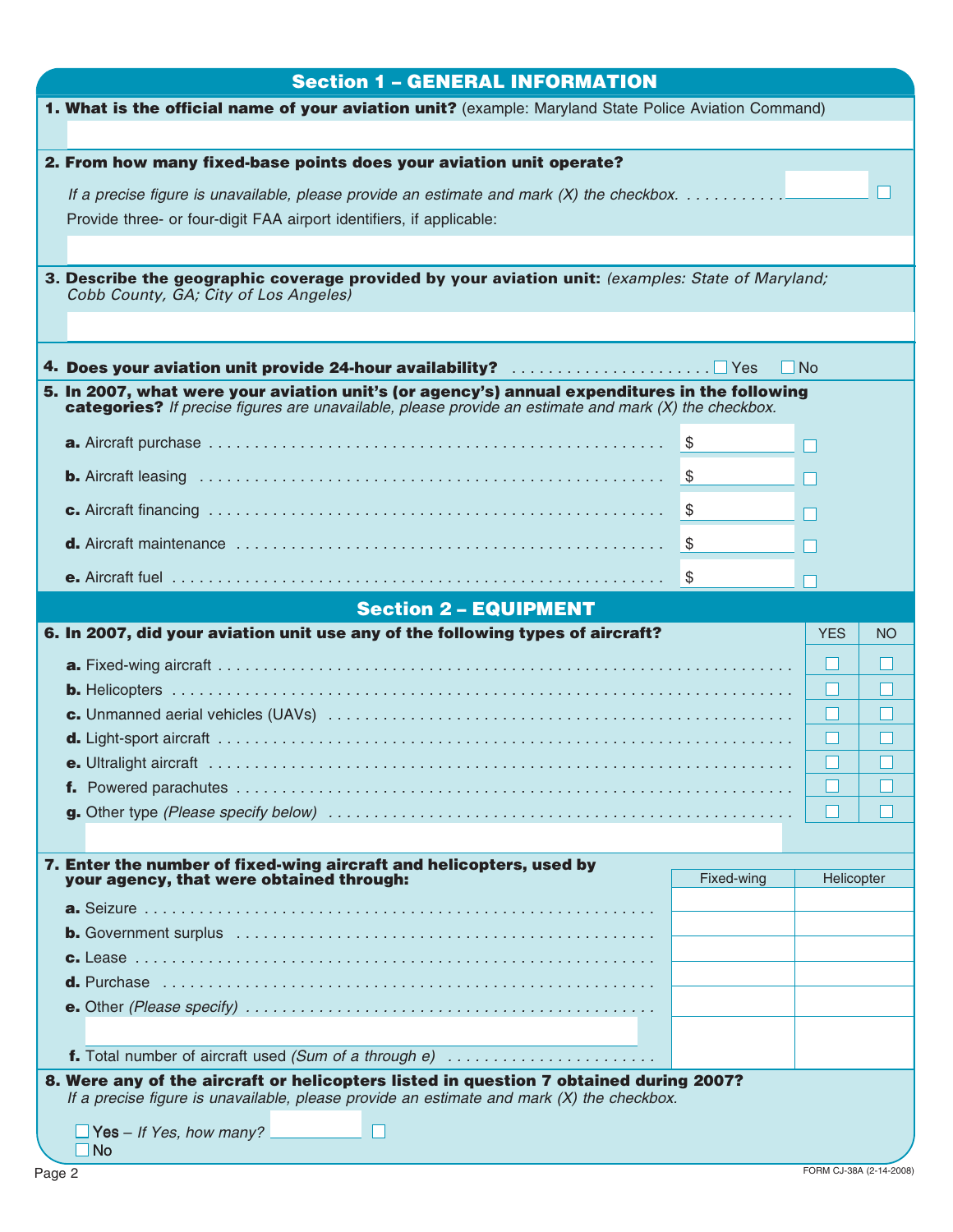## Section 1 – GENERAL INFORMATION

**1. What is the official name of your aviation unit?** (example: Maryland State Police Aviation Command)

**2. From how many fixed-base points does your aviation unit operate?**

*If a precise figure is unavailable, please provide an estimate and mark (X) the checkbox.* ☐

Provide three- or four-digit FAA airport identifiers, if applicable:

**3. Describe the geographic coverage provided by your aviation unit:** *(examples: State of Maryland; Cobb County, GA; City of Los Angeles)*

**4. Does your aviation unit provide 24-hour availability?** ☐ Yes ☐ No

**5. In 2007, what were your aviation unit's (or agency's) annual expenditures in the following categories?** *If precise figures are unavailable, please provide an estimate and mark (X) the checkbox.*

| | Amount | Estimate |
|---|---|---|
| **a.** Aircraft purchase | $ | ☐ |
| **b.** Aircraft leasing | $ | ☐ |
| **c.** Aircraft financing | $ | ☐ |
| **d.** Aircraft maintenance | $ | ☐ |
| **e.** Aircraft fuel | $ | ☐ |

## Section 2 – EQUIPMENT

**6. In 2007, did your aviation unit use any of the following types of aircraft?**

| | YES | NO |
|---|---|---|
| **a.** Fixed-wing aircraft | ☐ | ☐ |
| **b.** Helicopters | ☐ | ☐ |
| **c.** Unmanned aerial vehicles (UAVs) | ☐ | ☐ |
| **d.** Light-sport aircraft | ☐ | ☐ |
| **e.** Ultralight aircraft | ☐ | ☐ |
| **f.** Powered parachutes | ☐ | ☐ |
| **g.** Other type *(Please specify below)* | ☐ | ☐ |

**7. Enter the number of fixed-wing aircraft and helicopters, used by your agency, that were obtained through:**

| | Fixed-wing | Helicopter |
|---|---|---|
| **a.** Seizure | | |
| **b.** Government surplus | | |
| **c.** Lease | | |
| **d.** Purchase | | |
| **e.** Other *(Please specify)* | | |
| **f.** Total number of aircraft used *(Sum of a through e)* | | |

**8. Were any of the aircraft or helicopters listed in question 7 obtained during 2007?**
*If a precise figure is unavailable, please provide an estimate and mark (X) the checkbox.*

☐ Yes – *If Yes, how many?* \_\_\_\_\_\_\_\_ ☐

☐ No

FORM CJ-38A (2-14-2008)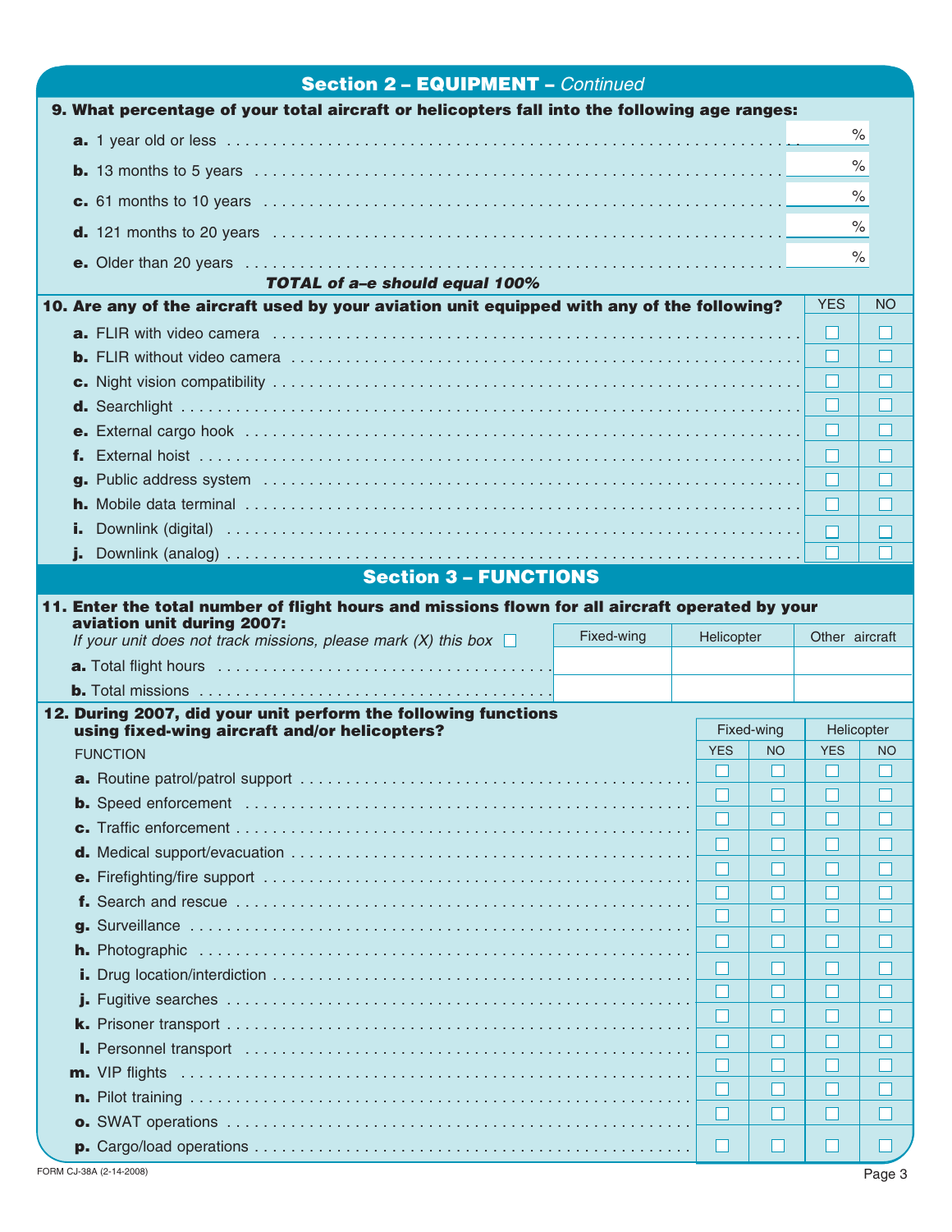## Section 2 – EQUIPMENT – *Continued*

**9. What percentage of your total aircraft or helicopters fall into the following age ranges:**

| | |
|---|---|
| **a.** 1 year old or less | % |
| **b.** 13 months to 5 years | % |
| **c.** 61 months to 10 years | % |
| **d.** 121 months to 20 years | % |
| **e.** Older than 20 years | % |

***TOTAL of a–e should equal 100%***

**10. Are any of the aircraft used by your aviation unit equipped with any of the following?**

| | YES | NO |
|---|---|---|
| **a.** FLIR with video camera | ☐ | ☐ |
| **b.** FLIR without video camera | ☐ | ☐ |
| **c.** Night vision compatibility | ☐ | ☐ |
| **d.** Searchlight | ☐ | ☐ |
| **e.** External cargo hook | ☐ | ☐ |
| **f.** External hoist | ☐ | ☐ |
| **g.** Public address system | ☐ | ☐ |
| **h.** Mobile data terminal | ☐ | ☐ |
| **i.** Downlink (digital) | ☐ | ☐ |
| **j.** Downlink (analog) | ☐ | ☐ |

## Section 3 – FUNCTIONS

**11. Enter the total number of flight hours and missions flown for all aircraft operated by your aviation unit during 2007:**

*If your unit does not track missions, please mark (X) this box* ☐

| | Fixed-wing | Helicopter | Other aircraft |
|---|---|---|---|
| **a.** Total flight hours | | | |
| **b.** Total missions | | | |

**12. During 2007, did your unit perform the following functions using fixed-wing aircraft and/or helicopters?**

| FUNCTION | Fixed-wing | | Helicopter | |
|---|---|---|---|---|
| | YES | NO | YES | NO |
| **a.** Routine patrol/patrol support | ☐ | ☐ | ☐ | ☐ |
| **b.** Speed enforcement | ☐ | ☐ | ☐ | ☐ |
| **c.** Traffic enforcement | ☐ | ☐ | ☐ | ☐ |
| **d.** Medical support/evacuation | ☐ | ☐ | ☐ | ☐ |
| **e.** Firefighting/fire support | ☐ | ☐ | ☐ | ☐ |
| **f.** Search and rescue | ☐ | ☐ | ☐ | ☐ |
| **g.** Surveillance | ☐ | ☐ | ☐ | ☐ |
| **h.** Photographic | ☐ | ☐ | ☐ | ☐ |
| **i.** Drug location/interdiction | ☐ | ☐ | ☐ | ☐ |
| **j.** Fugitive searches | ☐ | ☐ | ☐ | ☐ |
| **k.** Prisoner transport | ☐ | ☐ | ☐ | ☐ |
| **l.** Personnel transport | ☐ | ☐ | ☐ | ☐ |
| **m.** VIP flights | ☐ | ☐ | ☐ | ☐ |
| **n.** Pilot training | ☐ | ☐ | ☐ | ☐ |
| **o.** SWAT operations | ☐ | ☐ | ☐ | ☐ |
| **p.** Cargo/load operations | ☐ | ☐ | ☐ | ☐ |

FORM CJ-38A (2-14-2008)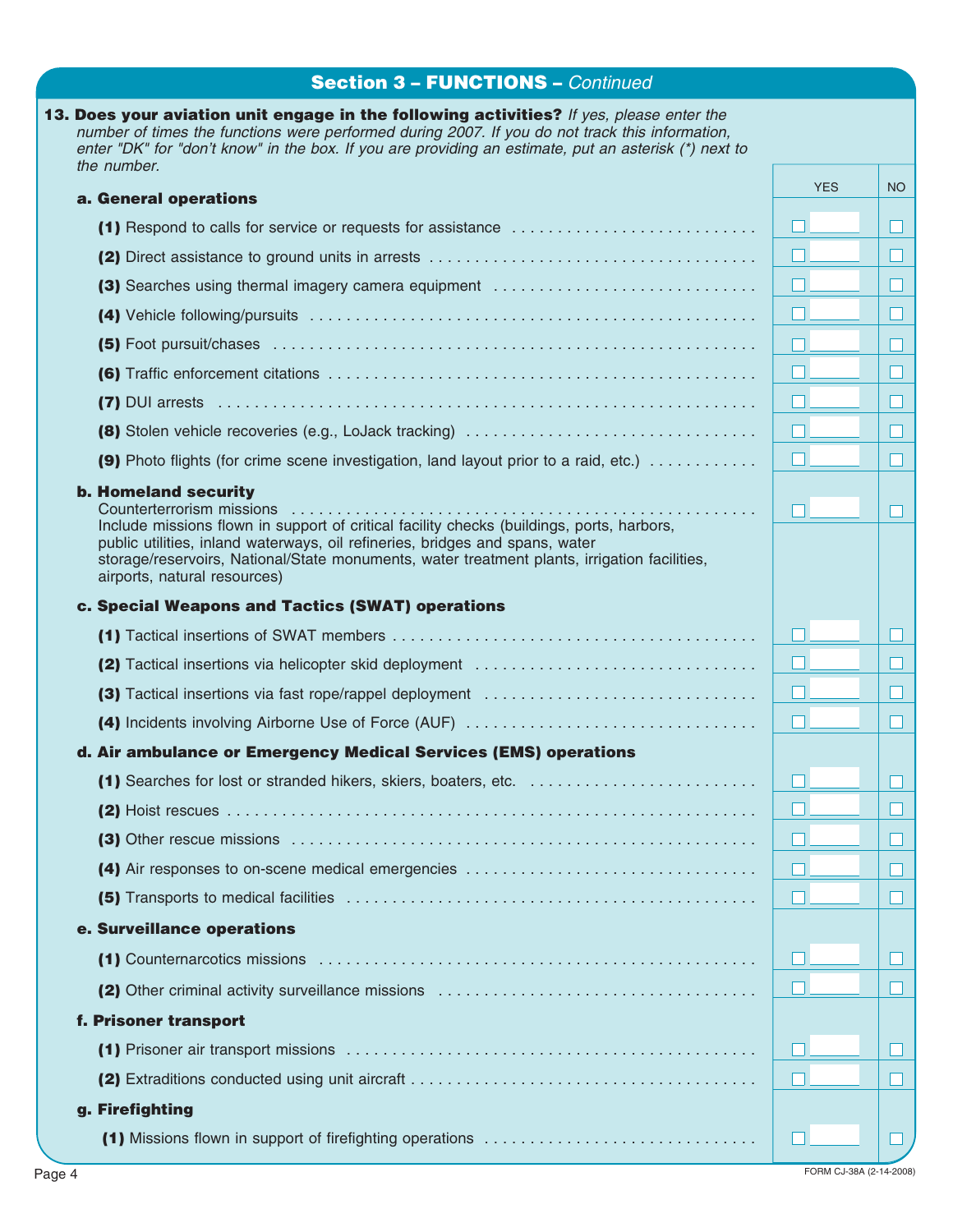## Section 3 – FUNCTIONS – *Continued*

**13. Does your aviation unit engage in the following activities?** *If yes, please enter the number of times the functions were performed during 2007. If you do not track this information, enter "DK" for "don't know" in the box. If you are providing an estimate, put an asterisk (*) next to the number.*

| | YES | NO |
|---|---|---|
| **a. General operations** | | |
| **(1)** Respond to calls for service or requests for assistance | ☐ ______ | ☐ |
| **(2)** Direct assistance to ground units in arrests | ☐ ______ | ☐ |
| **(3)** Searches using thermal imagery camera equipment | ☐ ______ | ☐ |
| **(4)** Vehicle following/pursuits | ☐ ______ | ☐ |
| **(5)** Foot pursuit/chases | ☐ ______ | ☐ |
| **(6)** Traffic enforcement citations | ☐ ______ | ☐ |
| **(7)** DUI arrests | ☐ ______ | ☐ |
| **(8)** Stolen vehicle recoveries (e.g., LoJack tracking) | ☐ ______ | ☐ |
| **(9)** Photo flights (for crime scene investigation, land layout prior to a raid, etc.) | ☐ ______ | ☐ |
| **b. Homeland security** | | |
| Counterterrorism missions<br>Include missions flown in support of critical facility checks (buildings, ports, harbors, public utilities, inland waterways, oil refineries, bridges and spans, water storage/reservoirs, National/State monuments, water treatment plants, irrigation facilities, airports, natural resources) | ☐ ______ | ☐ |
| **c. Special Weapons and Tactics (SWAT) operations** | | |
| **(1)** Tactical insertions of SWAT members | ☐ ______ | ☐ |
| **(2)** Tactical insertions via helicopter skid deployment | ☐ ______ | ☐ |
| **(3)** Tactical insertions via fast rope/rappel deployment | ☐ ______ | ☐ |
| **(4)** Incidents involving Airborne Use of Force (AUF) | ☐ ______ | ☐ |
| **d. Air ambulance or Emergency Medical Services (EMS) operations** | | |
| **(1)** Searches for lost or stranded hikers, skiers, boaters, etc. | ☐ ______ | ☐ |
| **(2)** Hoist rescues | ☐ ______ | ☐ |
| **(3)** Other rescue missions | ☐ ______ | ☐ |
| **(4)** Air responses to on-scene medical emergencies | ☐ ______ | ☐ |
| **(5)** Transports to medical facilities | ☐ ______ | ☐ |
| **e. Surveillance operations** | | |
| **(1)** Counternarcotics missions | ☐ ______ | ☐ |
| **(2)** Other criminal activity surveillance missions | ☐ ______ | ☐ |
| **f. Prisoner transport** | | |
| **(1)** Prisoner air transport missions | ☐ ______ | ☐ |
| **(2)** Extraditions conducted using unit aircraft | ☐ ______ | ☐ |
| **g. Firefighting** | | |
| **(1)** Missions flown in support of firefighting operations | ☐ ______ | ☐ |

FORM CJ-38A (2-14-2008)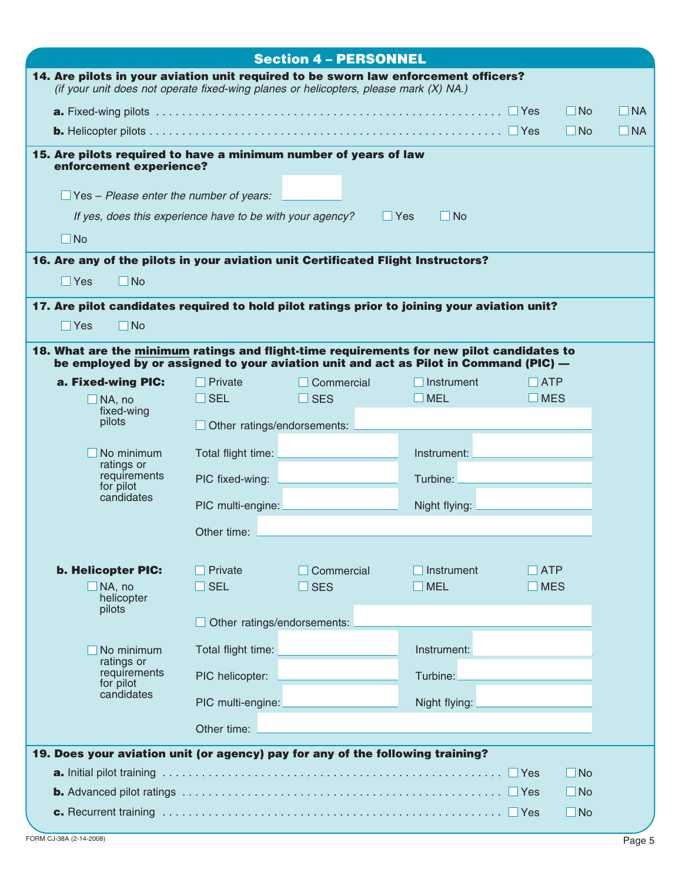## Section 4 – PERSONNEL

**14. Are pilots in your aviation unit required to be sworn law enforcement officers?**
*(if your unit does not operate fixed-wing planes or helicopters, please mark (X) NA.)*

**a.** Fixed-wing pilots . . . . . . . . ☐ Yes ☐ No ☐ NA

**b.** Helicopter pilots . . . . . . . . ☐ Yes ☐ No ☐ NA

**15. Are pilots required to have a minimum number of years of law enforcement experience?**

☐ Yes – *Please enter the number of years:* ______

*If yes, does this experience have to be with your agency?* ☐ Yes ☐ No

☐ No

**16. Are any of the pilots in your aviation unit Certificated Flight Instructors?**

☐ Yes ☐ No

**17. Are pilot candidates required to hold pilot ratings prior to joining your aviation unit?**

☐ Yes ☐ No

**18. What are the minimum ratings and flight-time requirements for new pilot candidates to be employed by or assigned to your aviation unit and act as Pilot in Command (PIC) —**

**a. Fixed-wing PIC:**

☐ NA, no fixed-wing pilots

☐ No minimum ratings or requirements for pilot candidates

☐ Private ☐ Commercial ☐ Instrument ☐ ATP
☐ SEL ☐ SES ☐ MEL ☐ MES

☐ Other ratings/endorsements: ______

Total flight time: ______ Instrument: ______

PIC fixed-wing: ______ Turbine: ______

PIC multi-engine: ______ Night flying: ______

Other time: ______

**b. Helicopter PIC:**

☐ NA, no helicopter pilots

☐ No minimum ratings or requirements for pilot candidates

☐ Private ☐ Commercial ☐ Instrument ☐ ATP
☐ SEL ☐ SES ☐ MEL ☐ MES

☐ Other ratings/endorsements: ______

Total flight time: ______ Instrument: ______

PIC helicopter: ______ Turbine: ______

PIC multi-engine: ______ Night flying: ______

Other time: ______

**19. Does your aviation unit (or agency) pay for any of the following training?**

**a.** Initial pilot training . . . . . . . . ☐ Yes ☐ No

**b.** Advanced pilot ratings . . . . . . . . ☐ Yes ☐ No

**c.** Recurrent training . . . . . . . . ☐ Yes ☐ No

FORM CJ-38A (2-14-2008)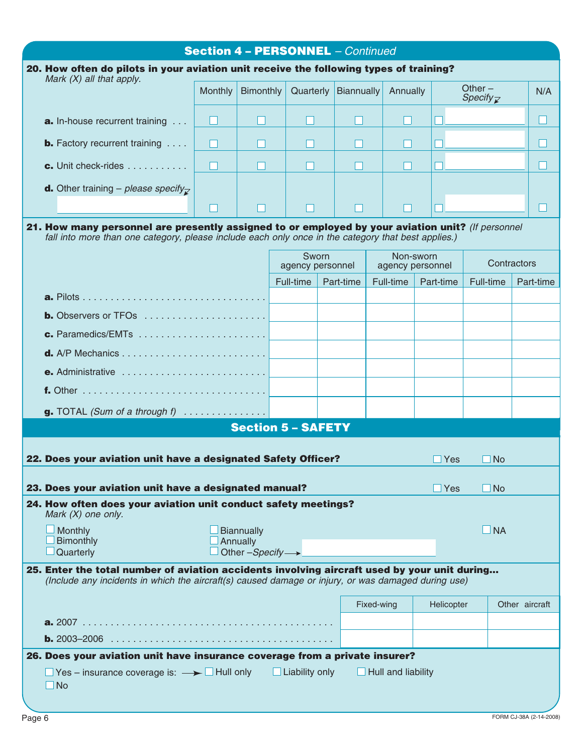## Section 4 – PERSONNEL – *Continued*

**20. How often do pilots in your aviation unit receive the following types of training?**
*Mark (X) all that apply.*

| | Monthly | Bimonthly | Quarterly | Biannually | Annually | Other – *Specify* | N/A |
|---|---|---|---|---|---|---|---|
| **a.** In-house recurrent training | ☐ | ☐ | ☐ | ☐ | ☐ | ☐ ______ | ☐ |
| **b.** Factory recurrent training | ☐ | ☐ | ☐ | ☐ | ☐ | ☐ ______ | ☐ |
| **c.** Unit check-rides | ☐ | ☐ | ☐ | ☐ | ☐ | ☐ ______ | ☐ |
| **d.** Other training – *please specify* ______ | ☐ | ☐ | ☐ | ☐ | ☐ | ☐ ______ | ☐ |

**21. How many personnel are presently assigned to or employed by your aviation unit?** *(If personnel fall into more than one category, please include each only once in the category that best applies.)*

| | Sworn agency personnel | | Non-sworn agency personnel | | Contractors | |
|---|---|---|---|---|---|---|
| | Full-time | Part-time | Full-time | Part-time | Full-time | Part-time |
| **a.** Pilots | | | | | | |
| **b.** Observers or TFOs | | | | | | |
| **c.** Paramedics/EMTs | | | | | | |
| **d.** A/P Mechanics | | | | | | |
| **e.** Administrative | | | | | | |
| **f.** Other | | | | | | |
| **g.** TOTAL *(Sum of a through f)* | | | | | | |

## Section 5 – SAFETY

**22. Does your aviation unit have a designated Safety Officer?** ☐ Yes ☐ No

**23. Does your aviation unit have a designated manual?** ☐ Yes ☐ No

**24. How often does your aviation unit conduct safety meetings?**
*Mark (X) one only.*

☐ Monthly
☐ Bimonthly
☐ Quarterly
☐ Biannually
☐ Annually
☐ Other – *Specify* → ______
☐ NA

**25. Enter the total number of aviation accidents involving aircraft used by your unit during...**
*(Include any incidents in which the aircraft(s) caused damage or injury, or was damaged during use)*

| | Fixed-wing | Helicopter | Other aircraft |
|---|---|---|---|
| **a.** 2007 | | | |
| **b.** 2003–2006 | | | |

**26. Does your aviation unit have insurance coverage from a private insurer?**

☐ Yes – insurance coverage is: → ☐ Hull only ☐ Liability only ☐ Hull and liability
☐ No

FORM CJ-38A (2-14-2008)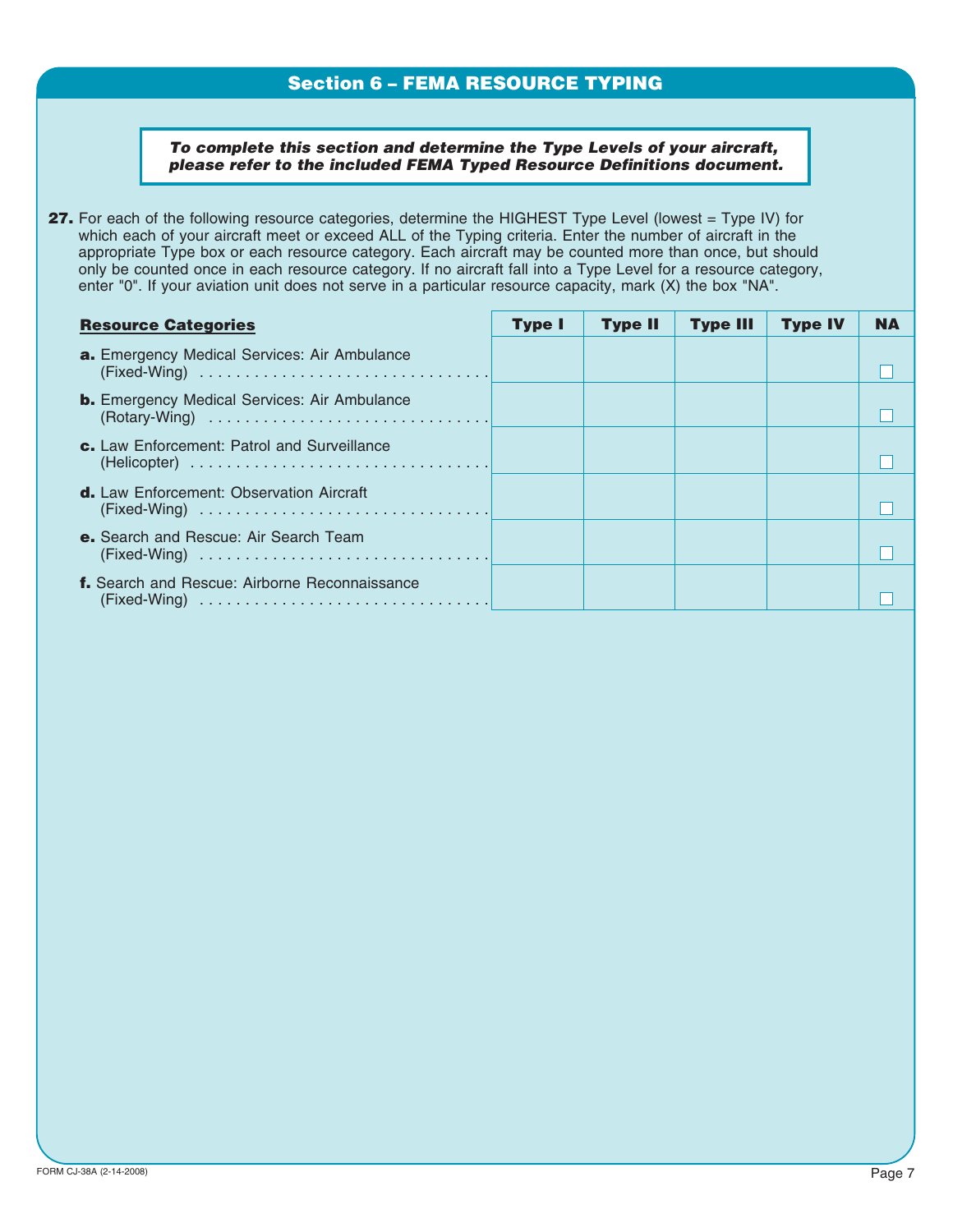## Section 6 – FEMA RESOURCE TYPING

***To complete this section and determine the Type Levels of your aircraft, please refer to the included FEMA Typed Resource Definitions document.***

**27.** For each of the following resource categories, determine the HIGHEST Type Level (lowest = Type IV) for which each of your aircraft meet or exceed ALL of the Typing criteria. Enter the number of aircraft in the appropriate Type box or each resource category. Each aircraft may be counted more than once, but should only be counted once in each resource category. If no aircraft fall into a Type Level for a resource category, enter "0". If your aviation unit does not serve in a particular resource capacity, mark (X) the box "NA".

| **Resource Categories** | **Type I** | **Type II** | **Type III** | **Type IV** | **NA** |
|---|---|---|---|---|---|
| **a.** Emergency Medical Services: Air Ambulance (Fixed-Wing) | | | | | ☐ |
| **b.** Emergency Medical Services: Air Ambulance (Rotary-Wing) | | | | | ☐ |
| **c.** Law Enforcement: Patrol and Surveillance (Helicopter) | | | | | ☐ |
| **d.** Law Enforcement: Observation Aircraft (Fixed-Wing) | | | | | ☐ |
| **e.** Search and Rescue: Air Search Team (Fixed-Wing) | | | | | ☐ |
| **f.** Search and Rescue: Airborne Reconnaissance (Fixed-Wing) | | | | | ☐ |

FORM CJ-38A (2-14-2008)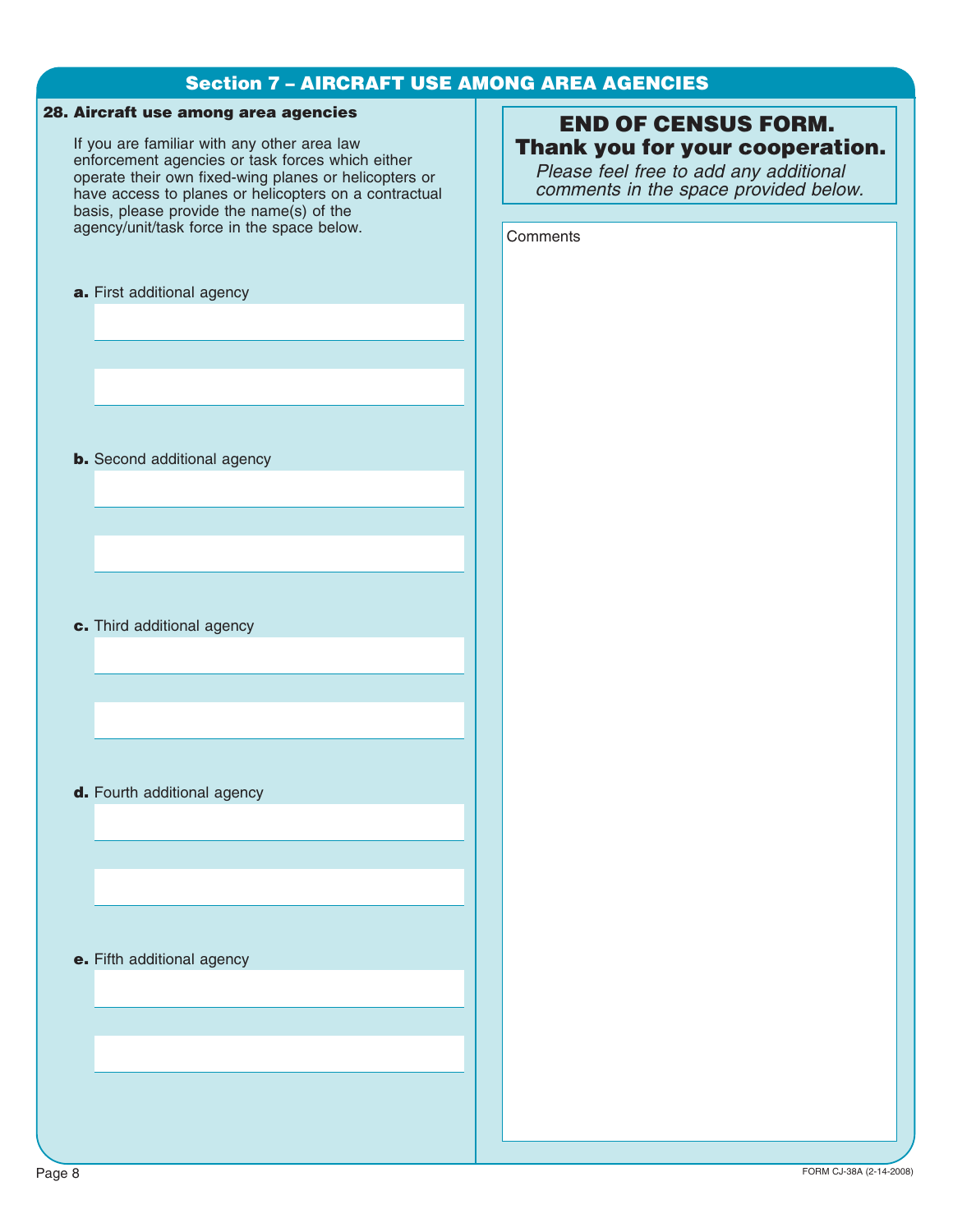## Section 7 – AIRCRAFT USE AMONG AREA AGENCIES

**28. Aircraft use among area agencies**

If you are familiar with any other area law enforcement agencies or task forces which either operate their own fixed-wing planes or helicopters or have access to planes or helicopters on a contractual basis, please provide the name(s) of the agency/unit/task force in the space below.

**a.** First additional agency

**b.** Second additional agency

**c.** Third additional agency

**d.** Fourth additional agency

**e.** Fifth additional agency

**END OF CENSUS FORM.**
**Thank you for your cooperation.**

*Please feel free to add any additional comments in the space provided below.*

Comments

FORM CJ-38A (2-14-2008)